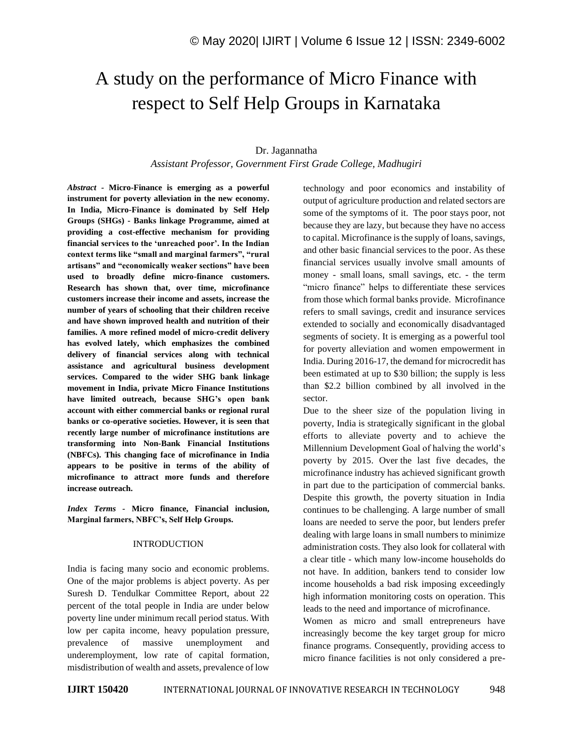# A study on the performance of Micro Finance with respect to Self Help Groups in Karnataka

Dr. Jagannatha

*Assistant Professor, Government First Grade College, Madhugiri*

***Abstract*** **- Micro-Finance is emerging as a powerful instrument for poverty alleviation in the new economy. In India, Micro-Finance is dominated by Self Help Groups (SHGs) - Banks linkage Programme, aimed at providing a cost-effective mechanism for providing financial services to the 'unreached poor'. In the Indian context terms like "small and marginal farmers", "rural artisans" and "economically weaker sections" have been used to broadly define micro-finance customers. Research has shown that, over time, microfinance customers increase their income and assets, increase the number of years of schooling that their children receive and have shown improved health and nutrition of their families. A more refined model of micro-credit delivery has evolved lately, which emphasizes the combined delivery of financial services along with technical assistance and agricultural business development services. Compared to the wider SHG bank linkage movement in India, private Micro Finance Institutions have limited outreach, because SHG's open bank account with either commercial banks or regional rural banks or co-operative societies. However, it is seen that recently large number of microfinance institutions are transforming into Non-Bank Financial Institutions (NBFCs). This changing face of microfinance in India appears to be positive in terms of the ability of microfinance to attract more funds and therefore increase outreach.**

***Index Terms*** **- Micro finance, Financial inclusion, Marginal farmers, NBFC's, Self Help Groups.**

## INTRODUCTION

India is facing many socio and economic problems. One of the major problems is abject poverty. As per Suresh D. Tendulkar Committee Report, about 22 percent of the total people in India are under below poverty line under minimum recall period status. With low per capita income, heavy population pressure, prevalence of massive unemployment and underemployment, low rate of capital formation, misdistribution of wealth and assets, prevalence of low technology and poor economics and instability of output of agriculture production and related sectors are some of the symptoms of it. The poor stays poor, not because they are lazy, but because they have no access to capital. Microfinance is the supply of loans, savings, and other basic financial services to the poor. As these financial services usually involve small amounts of money - small loans, small savings, etc. - the term "micro finance" helps to differentiate these services from those which formal banks provide. Microfinance refers to small savings, credit and insurance services extended to socially and economically disadvantaged segments of society. It is emerging as a powerful tool for poverty alleviation and women empowerment in India. During 2016-17, the demand for microcredit has been estimated at up to $30 billion; the supply is less than $2.2 billion combined by all involved in the sector.

Due to the sheer size of the population living in poverty, India is strategically significant in the global efforts to alleviate poverty and to achieve the Millennium Development Goal of halving the world's poverty by 2015. Over the last five decades, the microfinance industry has achieved significant growth in part due to the participation of commercial banks. Despite this growth, the poverty situation in India continues to be challenging. A large number of small loans are needed to serve the poor, but lenders prefer dealing with large loans in small numbers to minimize administration costs. They also look for collateral with a clear title - which many low-income households do not have. In addition, bankers tend to consider low income households a bad risk imposing exceedingly high information monitoring costs on operation. This leads to the need and importance of microfinance.

Women as micro and small entrepreneurs have increasingly become the key target group for micro finance programs. Consequently, providing access to micro finance facilities is not only considered a pre-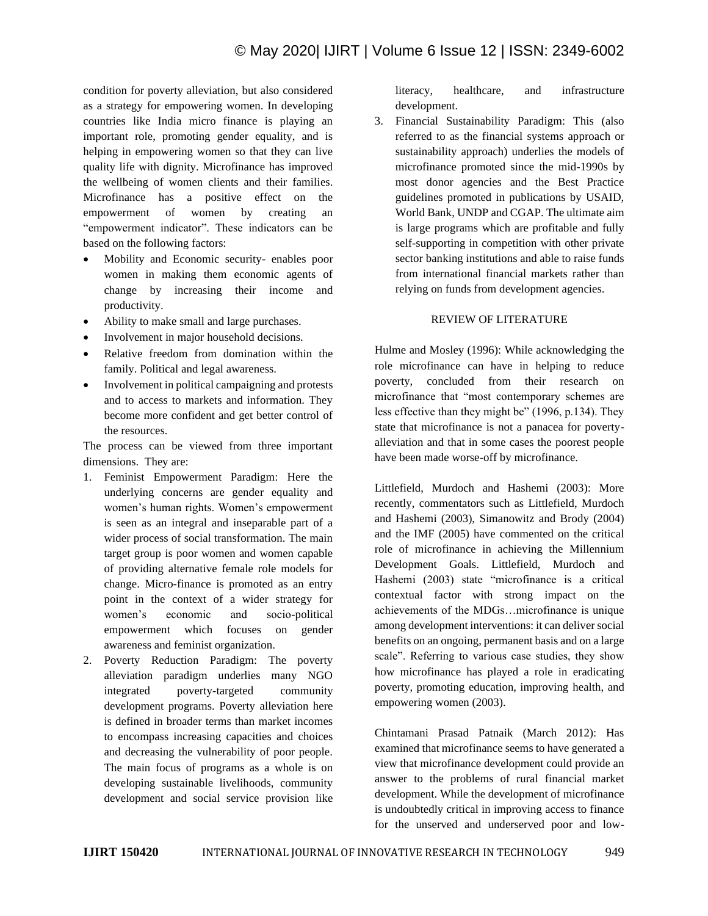condition for poverty alleviation, but also considered as a strategy for empowering women. In developing countries like India micro finance is playing an important role, promoting gender equality, and is helping in empowering women so that they can live quality life with dignity. Microfinance has improved the wellbeing of women clients and their families. Microfinance has a positive effect on the empowerment of women by creating an "empowerment indicator". These indicators can be based on the following factors:

- Mobility and Economic security- enables poor women in making them economic agents of change by increasing their income and productivity.
- Ability to make small and large purchases.
- Involvement in major household decisions.
- Relative freedom from domination within the family. Political and legal awareness.
- Involvement in political campaigning and protests and to access to markets and information. They become more confident and get better control of the resources.

The process can be viewed from three important dimensions. They are:

1. Feminist Empowerment Paradigm: Here the underlying concerns are gender equality and women's human rights. Women's empowerment is seen as an integral and inseparable part of a wider process of social transformation. The main target group is poor women and women capable of providing alternative female role models for change. Micro-finance is promoted as an entry point in the context of a wider strategy for women's economic and socio-political empowerment which focuses on gender awareness and feminist organization.
2. Poverty Reduction Paradigm: The poverty alleviation paradigm underlies many NGO integrated poverty-targeted community development programs. Poverty alleviation here is defined in broader terms than market incomes to encompass increasing capacities and choices and decreasing the vulnerability of poor people. The main focus of programs as a whole is on developing sustainable livelihoods, community development and social service provision like literacy, healthcare, and infrastructure development.
3. Financial Sustainability Paradigm: This (also referred to as the financial systems approach or sustainability approach) underlies the models of microfinance promoted since the mid-1990s by most donor agencies and the Best Practice guidelines promoted in publications by USAID, World Bank, UNDP and CGAP. The ultimate aim is large programs which are profitable and fully self-supporting in competition with other private sector banking institutions and able to raise funds from international financial markets rather than relying on funds from development agencies.

## REVIEW OF LITERATURE

Hulme and Mosley (1996): While acknowledging the role microfinance can have in helping to reduce poverty, concluded from their research on microfinance that "most contemporary schemes are less effective than they might be" (1996, p.134). They state that microfinance is not a panacea for poverty-alleviation and that in some cases the poorest people have been made worse-off by microfinance.

Littlefield, Murdoch and Hashemi (2003): More recently, commentators such as Littlefield, Murdoch and Hashemi (2003), Simanowitz and Brody (2004) and the IMF (2005) have commented on the critical role of microfinance in achieving the Millennium Development Goals. Littlefield, Murdoch and Hashemi (2003) state "microfinance is a critical contextual factor with strong impact on the achievements of the MDGs…microfinance is unique among development interventions: it can deliver social benefits on an ongoing, permanent basis and on a large scale". Referring to various case studies, they show how microfinance has played a role in eradicating poverty, promoting education, improving health, and empowering women (2003).

Chintamani Prasad Patnaik (March 2012): Has examined that microfinance seems to have generated a view that microfinance development could provide an answer to the problems of rural financial market development. While the development of microfinance is undoubtedly critical in improving access to finance for the unserved and underserved poor and low-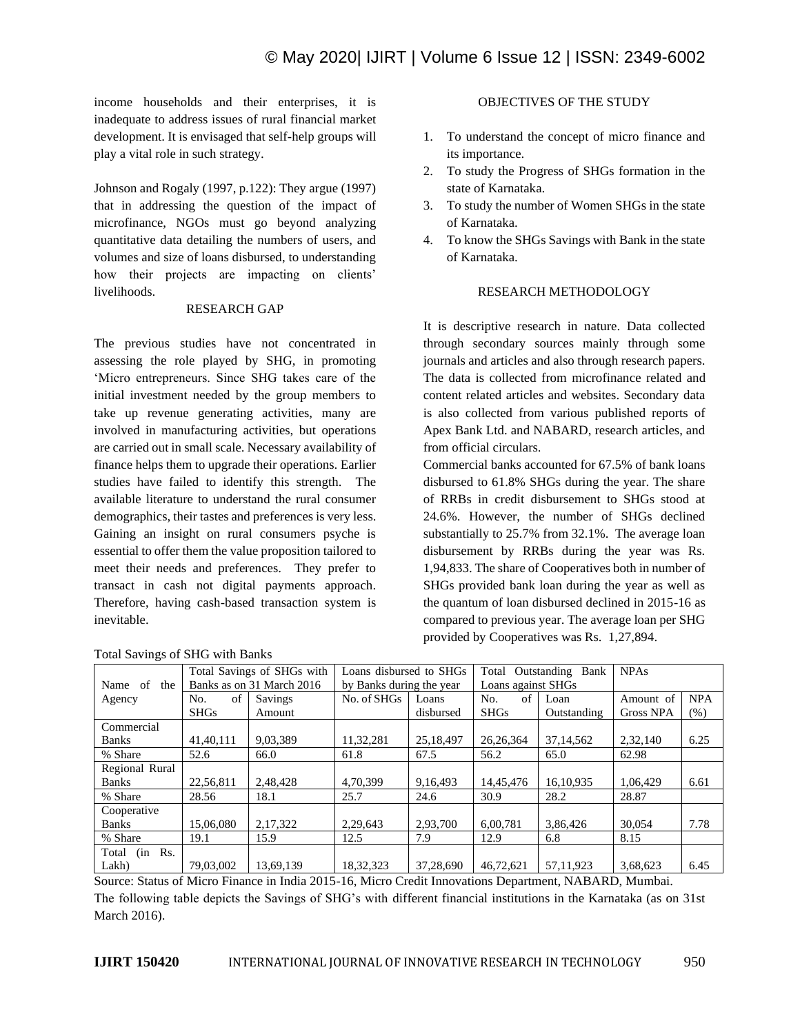income households and their enterprises, it is inadequate to address issues of rural financial market development. It is envisaged that self-help groups will play a vital role in such strategy.

Johnson and Rogaly (1997, p.122): They argue (1997) that in addressing the question of the impact of microfinance, NGOs must go beyond analyzing quantitative data detailing the numbers of users, and volumes and size of loans disbursed, to understanding how their projects are impacting on clients' livelihoods.

## RESEARCH GAP

The previous studies have not concentrated in assessing the role played by SHG, in promoting 'Micro entrepreneurs. Since SHG takes care of the initial investment needed by the group members to take up revenue generating activities, many are involved in manufacturing activities, but operations are carried out in small scale. Necessary availability of finance helps them to upgrade their operations. Earlier studies have failed to identify this strength. The available literature to understand the rural consumer demographics, their tastes and preferences is very less. Gaining an insight on rural consumers psyche is essential to offer them the value proposition tailored to meet their needs and preferences. They prefer to transact in cash not digital payments approach. Therefore, having cash-based transaction system is inevitable.

## OBJECTIVES OF THE STUDY

1. To understand the concept of micro finance and its importance.
2. To study the Progress of SHGs formation in the state of Karnataka.
3. To study the number of Women SHGs in the state of Karnataka.
4. To know the SHGs Savings with Bank in the state of Karnataka.

## RESEARCH METHODOLOGY

It is descriptive research in nature. Data collected through secondary sources mainly through some journals and articles and also through research papers. The data is collected from microfinance related and content related articles and websites. Secondary data is also collected from various published reports of Apex Bank Ltd. and NABARD, research articles, and from official circulars.

Commercial banks accounted for 67.5% of bank loans disbursed to 61.8% SHGs during the year. The share of RRBs in credit disbursement to SHGs stood at 24.6%. However, the number of SHGs declined substantially to 25.7% from 32.1%. The average loan disbursement by RRBs during the year was Rs. 1,94,833. The share of Cooperatives both in number of SHGs provided bank loan during the year as well as the quantum of loan disbursed declined in 2015-16 as compared to previous year. The average loan per SHG provided by Cooperatives was Rs. 1,27,894.

Total Savings of SHG with Banks

| Name of the Agency | Total Savings of SHGs with Banks as on 31 March 2016 | | Loans disbursed to SHGs by Banks during the year | | Total Outstanding Bank Loans against SHGs | | NPAs | |
|---|---|---|---|---|---|---|---|---|
| | No. of SHGs | Savings Amount | No. of SHGs | Loans disbursed | No. of SHGs | Loan Outstanding | Amount of Gross NPA | NPA (%) |
| Commercial Banks | 41,40,111 | 9,03,389 | 11,32,281 | 25,18,497 | 26,26,364 | 37,14,562 | 2,32,140 | 6.25 |
| % Share | 52.6 | 66.0 | 61.8 | 67.5 | 56.2 | 65.0 | 62.98 | |
| Regional Rural Banks | 22,56,811 | 2,48,428 | 4,70,399 | 9,16,493 | 14,45,476 | 16,10,935 | 1,06,429 | 6.61 |
| % Share | 28.56 | 18.1 | 25.7 | 24.6 | 30.9 | 28.2 | 28.87 | |
| Cooperative Banks | 15,06,080 | 2,17,322 | 2,29,643 | 2,93,700 | 6,00,781 | 3,86,426 | 30,054 | 7.78 |
| % Share | 19.1 | 15.9 | 12.5 | 7.9 | 12.9 | 6.8 | 8.15 | |
| Total (in Rs. Lakh) | 79,03,002 | 13,69,139 | 18,32,323 | 37,28,690 | 46,72,621 | 57,11,923 | 3,68,623 | 6.45 |

Source: Status of Micro Finance in India 2015-16, Micro Credit Innovations Department, NABARD, Mumbai.

The following table depicts the Savings of SHG's with different financial institutions in the Karnataka (as on 31st March 2016).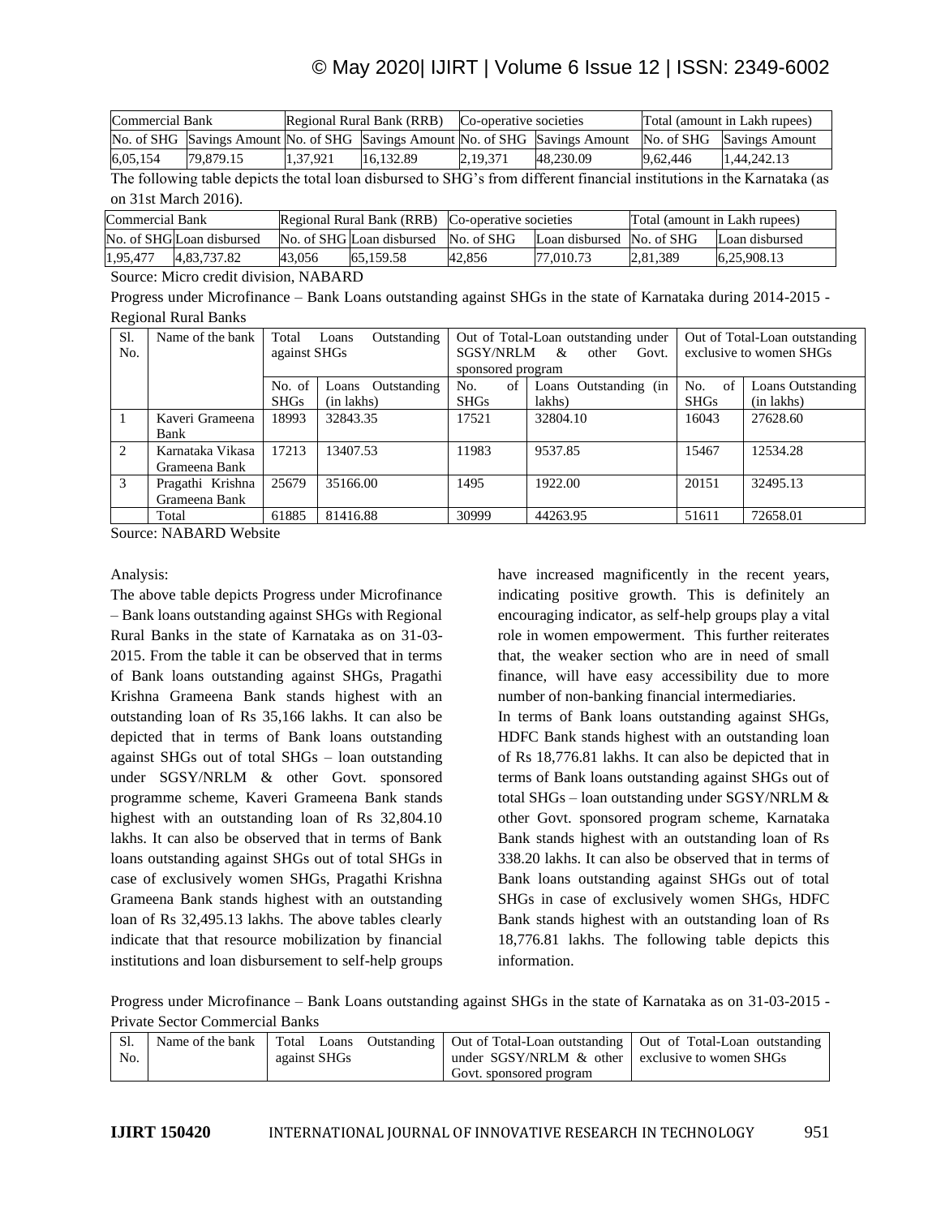| Commercial Bank | | Regional Rural Bank (RRB) | | Co-operative societies | | Total (amount in Lakh rupees) | |
|---|---|---|---|---|---|---|---|
| No. of SHG | Savings Amount | No. of SHG | Savings Amount | No. of SHG | Savings Amount | No. of SHG | Savings Amount |
| 6,05,154 | 79,879.15 | 1,37,921 | 16,132.89 | 2,19,371 | 48,230.09 | 9,62,446 | 1,44,242.13 |

The following table depicts the total loan disbursed to SHG's from different financial institutions in the Karnataka (as on 31st March 2016).

| Commercial Bank | | Regional Rural Bank (RRB) | | Co-operative societies | | Total (amount in Lakh rupees) | |
|---|---|---|---|---|---|---|---|
| No. of SHG | Loan disbursed | No. of SHG | Loan disbursed | No. of SHG | Loan disbursed | No. of SHG | Loan disbursed |
| 1,95,477 | 4,83,737.82 | 43,056 | 65,159.58 | 42,856 | 77,010.73 | 2,81,389 | 6,25,908.13 |

Source: Micro credit division, NABARD

Progress under Microfinance – Bank Loans outstanding against SHGs in the state of Karnataka during 2014-2015 - Regional Rural Banks

| Sl. No. | Name of the bank | Total Loans Outstanding against SHGs | | Out of Total-Loan outstanding under SGSY/NRLM & other Govt. sponsored program | | Out of Total-Loan outstanding exclusive to women SHGs | |
|---|---|---|---|---|---|---|---|
| | | No. of SHGs | Loans Outstanding (in lakhs) | No. of SHGs | Loans Outstanding (in lakhs) | No. of SHGs | Loans Outstanding (in lakhs) |
| 1 | Kaveri Grameena Bank | 18993 | 32843.35 | 17521 | 32804.10 | 16043 | 27628.60 |
| 2 | Karnataka Vikasa Grameena Bank | 17213 | 13407.53 | 11983 | 9537.85 | 15467 | 12534.28 |
| 3 | Pragathi Krishna Grameena Bank | 25679 | 35166.00 | 1495 | 1922.00 | 20151 | 32495.13 |
| | Total | 61885 | 81416.88 | 30999 | 44263.95 | 51611 | 72658.01 |

Source: NABARD Website

Analysis:

The above table depicts Progress under Microfinance – Bank loans outstanding against SHGs with Regional Rural Banks in the state of Karnataka as on 31-03-2015. From the table it can be observed that in terms of Bank loans outstanding against SHGs, Pragathi Krishna Grameena Bank stands highest with an outstanding loan of Rs 35,166 lakhs. It can also be depicted that in terms of Bank loans outstanding against SHGs out of total SHGs – loan outstanding under SGSY/NRLM & other Govt. sponsored programme scheme, Kaveri Grameena Bank stands highest with an outstanding loan of Rs 32,804.10 lakhs. It can also be observed that in terms of Bank loans outstanding against SHGs out of total SHGs in case of exclusively women SHGs, Pragathi Krishna Grameena Bank stands highest with an outstanding loan of Rs 32,495.13 lakhs. The above tables clearly indicate that that resource mobilization by financial institutions and loan disbursement to self-help groups have increased magnificently in the recent years, indicating positive growth. This is definitely an encouraging indicator, as self-help groups play a vital role in women empowerment. This further reiterates that, the weaker section who are in need of small finance, will have easy accessibility due to more number of non-banking financial intermediaries.

In terms of Bank loans outstanding against SHGs, HDFC Bank stands highest with an outstanding loan of Rs 18,776.81 lakhs. It can also be depicted that in terms of Bank loans outstanding against SHGs out of total SHGs – loan outstanding under SGSY/NRLM & other Govt. sponsored program scheme, Karnataka Bank stands highest with an outstanding loan of Rs 338.20 lakhs. It can also be observed that in terms of Bank loans outstanding against SHGs out of total SHGs in case of exclusively women SHGs, HDFC Bank stands highest with an outstanding loan of Rs 18,776.81 lakhs. The following table depicts this information.

Progress under Microfinance – Bank Loans outstanding against SHGs in the state of Karnataka as on 31-03-2015 - Private Sector Commercial Banks

| Sl. No. | Name of the bank | Total Loans Outstanding against SHGs | Out of Total-Loan outstanding under SGSY/NRLM & other Govt. sponsored program | Out of Total-Loan outstanding exclusive to women SHGs |
|---|---|---|---|---|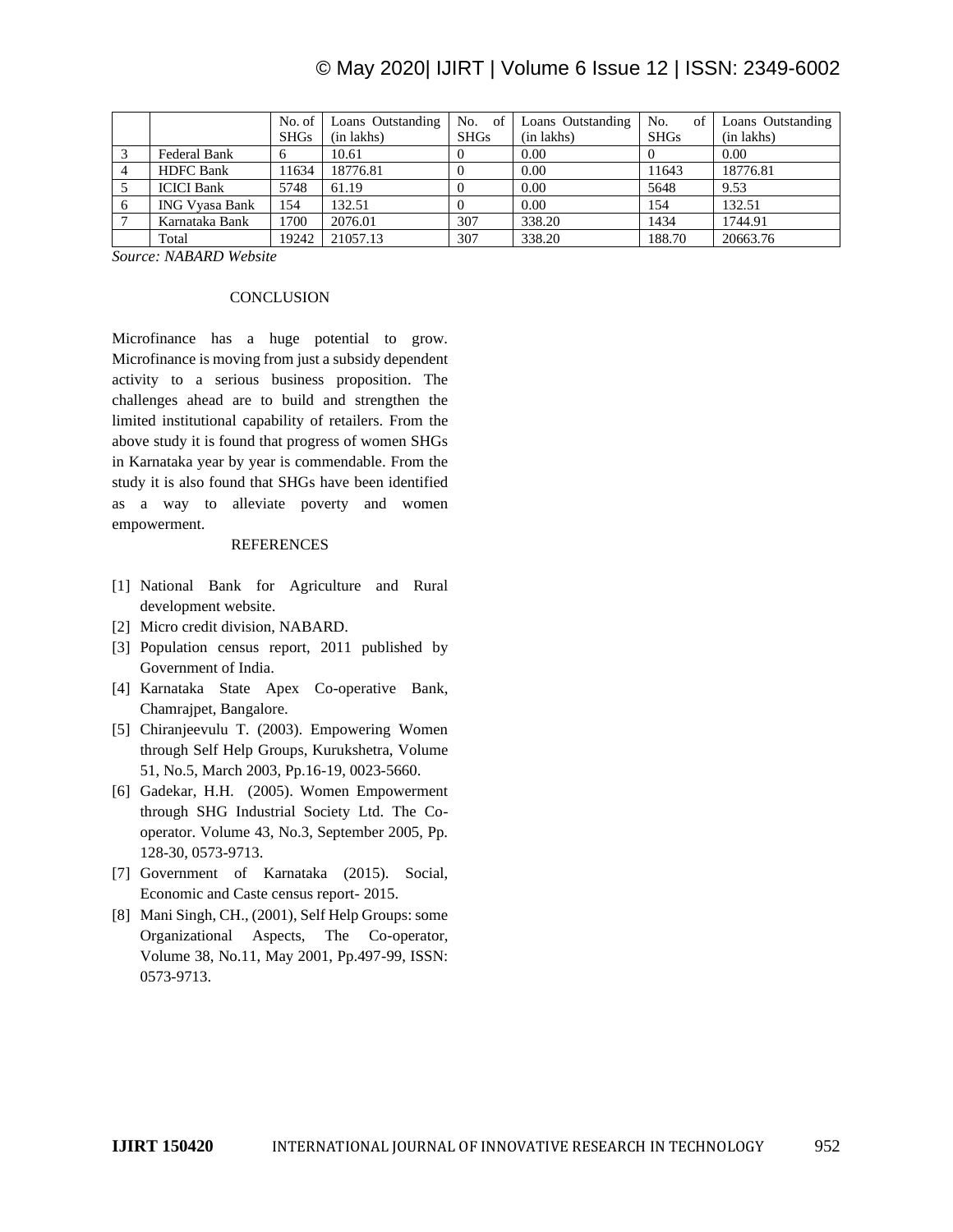| | | No. of SHGs | Loans Outstanding (in lakhs) | No. of SHGs | Loans Outstanding (in lakhs) | No. of SHGs | Loans Outstanding (in lakhs) |
|---|---|---|---|---|---|---|---|
| 3 | Federal Bank | 6 | 10.61 | 0 | 0.00 | 0 | 0.00 |
| 4 | HDFC Bank | 11634 | 18776.81 | 0 | 0.00 | 11643 | 18776.81 |
| 5 | ICICI Bank | 5748 | 61.19 | 0 | 0.00 | 5648 | 9.53 |
| 6 | ING Vyasa Bank | 154 | 132.51 | 0 | 0.00 | 154 | 132.51 |
| 7 | Karnataka Bank | 1700 | 2076.01 | 307 | 338.20 | 1434 | 1744.91 |
| | Total | 19242 | 21057.13 | 307 | 338.20 | 188.70 | 20663.76 |

*Source: NABARD Website*

## CONCLUSION

Microfinance has a huge potential to grow. Microfinance is moving from just a subsidy dependent activity to a serious business proposition. The challenges ahead are to build and strengthen the limited institutional capability of retailers. From the above study it is found that progress of women SHGs in Karnataka year by year is commendable. From the study it is also found that SHGs have been identified as a way to alleviate poverty and women empowerment.

## REFERENCES

[1] National Bank for Agriculture and Rural development website.

[2] Micro credit division, NABARD.

[3] Population census report, 2011 published by Government of India.

[4] Karnataka State Apex Co-operative Bank, Chamrajpet, Bangalore.

[5] Chiranjeevulu T. (2003). Empowering Women through Self Help Groups, Kurukshetra, Volume 51, No.5, March 2003, Pp.16-19, 0023-5660.

[6] Gadekar, H.H. (2005). Women Empowerment through SHG Industrial Society Ltd. The Co-operator. Volume 43, No.3, September 2005, Pp. 128-30, 0573-9713.

[7] Government of Karnataka (2015). Social, Economic and Caste census report- 2015.

[8] Mani Singh, CH., (2001), Self Help Groups: some Organizational Aspects, The Co-operator, Volume 38, No.11, May 2001, Pp.497-99, ISSN: 0573-9713.